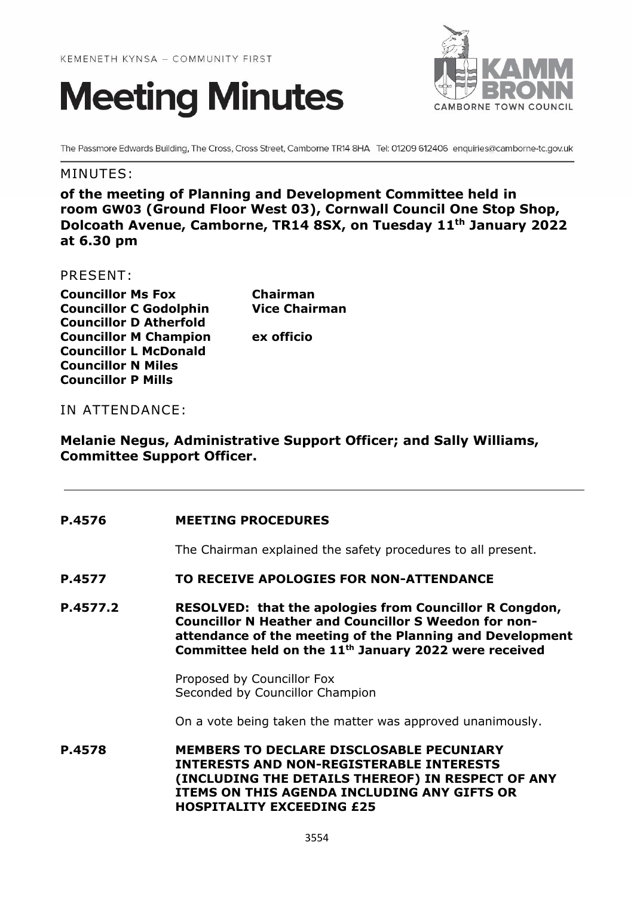KEMENETH KYNSA – COMMUNITY FIRST

# Meeting Minutes

KAMM BRONN CAMBORNE TOWN COUNCIL

The Passmore Edwards Building, The Cross, Cross Street, Camborne TR14 8HA Tel: 01209 612406 enquiries@camborne-tc.gov.uk

## MINUTES:

**of the meeting of Planning and Development Committee held in room GW03 (Ground Floor West 03), Cornwall Council One Stop Shop, Dolcoath Avenue, Camborne, TR14 8SX, on Tuesday 11th January 2022 at 6.30 pm**

## PRESENT:

| | |
|---|---|
| **Councillor Ms Fox** | **Chairman** |
| **Councillor C Godolphin** | **Vice Chairman** |
| **Councillor D Atherfold** | |
| **Councillor M Champion** | **ex officio** |
| **Councillor L McDonald** | |
| **Councillor N Miles** | |
| **Councillor P Mills** | |

## IN ATTENDANCE:

**Melanie Negus, Administrative Support Officer; and Sally Williams, Committee Support Officer.**

---

**P.4576 MEETING PROCEDURES**

The Chairman explained the safety procedures to all present.

**P.4577 TO RECEIVE APOLOGIES FOR NON-ATTENDANCE**

**P.4577.2 RESOLVED: that the apologies from Councillor R Congdon, Councillor N Heather and Councillor S Weedon for non-attendance of the meeting of the Planning and Development Committee held on the 11th January 2022 were received**

Proposed by Councillor Fox
Seconded by Councillor Champion

On a vote being taken the matter was approved unanimously.

**P.4578 MEMBERS TO DECLARE DISCLOSABLE PECUNIARY INTERESTS AND NON-REGISTERABLE INTERESTS (INCLUDING THE DETAILS THEREOF) IN RESPECT OF ANY ITEMS ON THIS AGENDA INCLUDING ANY GIFTS OR HOSPITALITY EXCEEDING £25**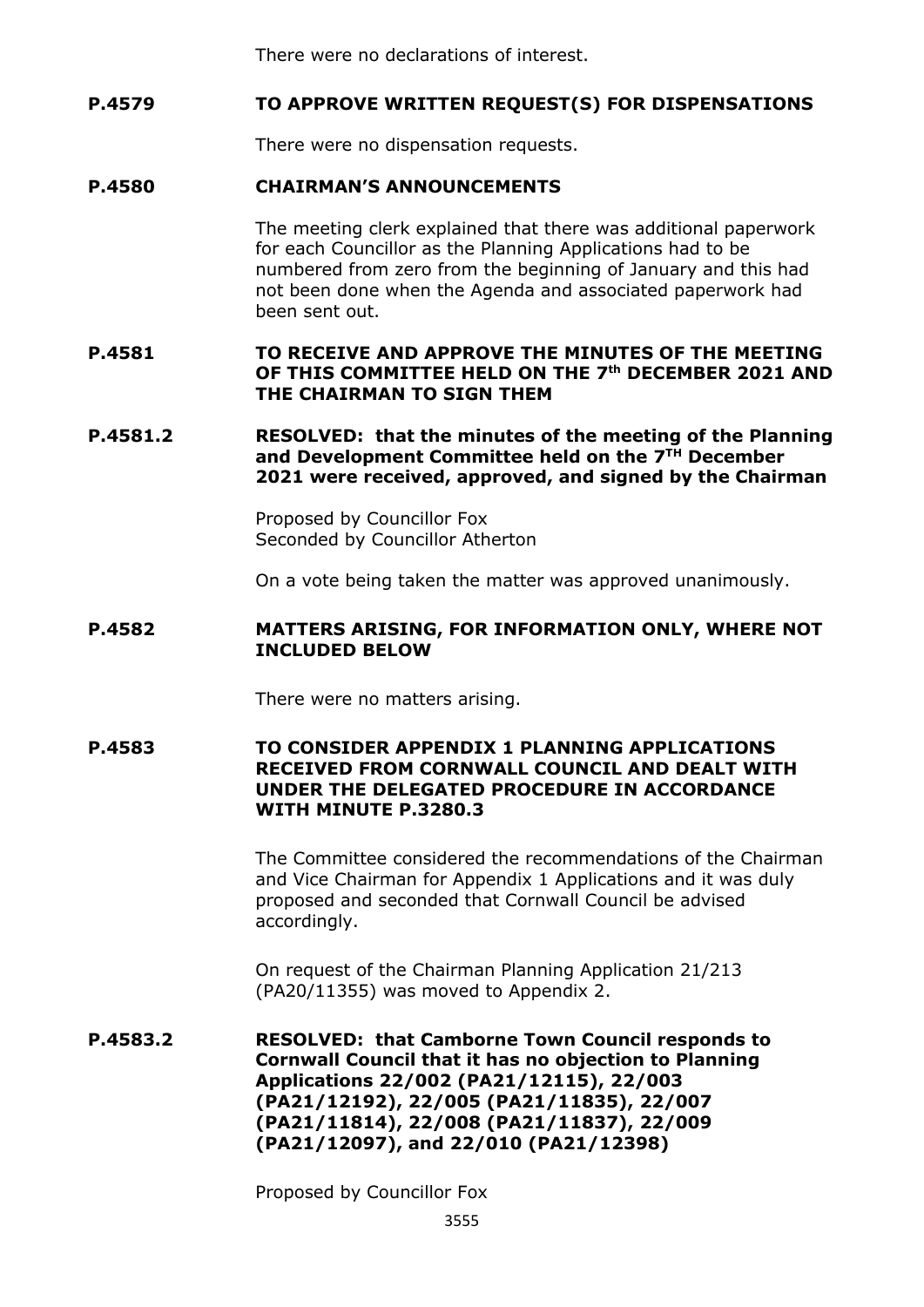There were no declarations of interest.

**P.4579 TO APPROVE WRITTEN REQUEST(S) FOR DISPENSATIONS**

There were no dispensation requests.

**P.4580 CHAIRMAN'S ANNOUNCEMENTS**

The meeting clerk explained that there was additional paperwork for each Councillor as the Planning Applications had to be numbered from zero from the beginning of January and this had not been done when the Agenda and associated paperwork had been sent out.

**P.4581 TO RECEIVE AND APPROVE THE MINUTES OF THE MEETING OF THIS COMMITTEE HELD ON THE 7th DECEMBER 2021 AND THE CHAIRMAN TO SIGN THEM**

**P.4581.2 RESOLVED: that the minutes of the meeting of the Planning and Development Committee held on the 7TH December 2021 were received, approved, and signed by the Chairman**

Proposed by Councillor Fox
Seconded by Councillor Atherton

On a vote being taken the matter was approved unanimously.

**P.4582 MATTERS ARISING, FOR INFORMATION ONLY, WHERE NOT INCLUDED BELOW**

There were no matters arising.

**P.4583 TO CONSIDER APPENDIX 1 PLANNING APPLICATIONS RECEIVED FROM CORNWALL COUNCIL AND DEALT WITH UNDER THE DELEGATED PROCEDURE IN ACCORDANCE WITH MINUTE P.3280.3**

The Committee considered the recommendations of the Chairman and Vice Chairman for Appendix 1 Applications and it was duly proposed and seconded that Cornwall Council be advised accordingly.

On request of the Chairman Planning Application 21/213 (PA20/11355) was moved to Appendix 2.

**P.4583.2 RESOLVED: that Camborne Town Council responds to Cornwall Council that it has no objection to Planning Applications 22/002 (PA21/12115), 22/003 (PA21/12192), 22/005 (PA21/11835), 22/007 (PA21/11814), 22/008 (PA21/11837), 22/009 (PA21/12097), and 22/010 (PA21/12398)**

Proposed by Councillor Fox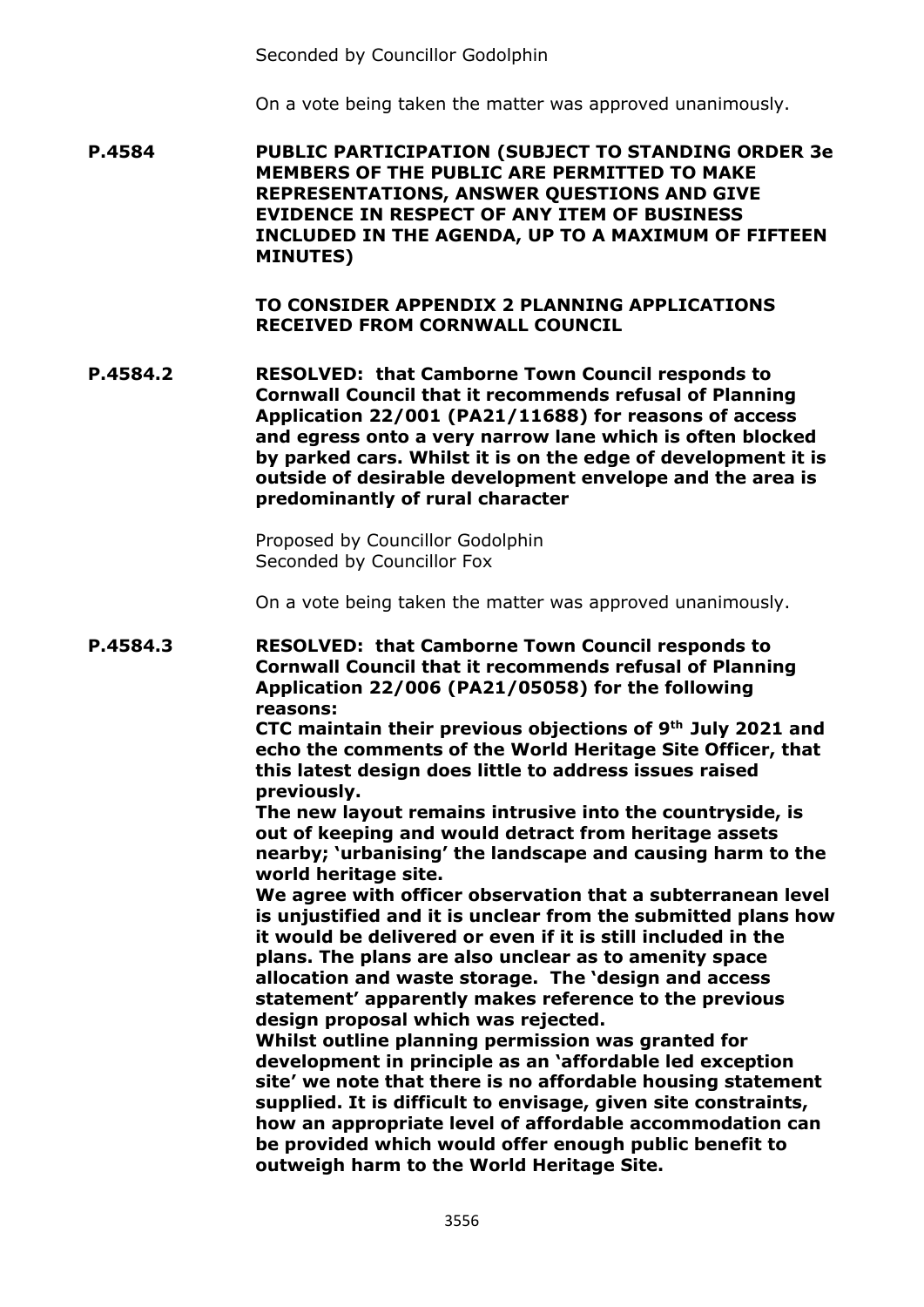Seconded by Councillor Godolphin

On a vote being taken the matter was approved unanimously.

**P.4584 PUBLIC PARTICIPATION (SUBJECT TO STANDING ORDER 3e MEMBERS OF THE PUBLIC ARE PERMITTED TO MAKE REPRESENTATIONS, ANSWER QUESTIONS AND GIVE EVIDENCE IN RESPECT OF ANY ITEM OF BUSINESS INCLUDED IN THE AGENDA, UP TO A MAXIMUM OF FIFTEEN MINUTES)**

**TO CONSIDER APPENDIX 2 PLANNING APPLICATIONS RECEIVED FROM CORNWALL COUNCIL**

**P.4584.2 RESOLVED: that Camborne Town Council responds to Cornwall Council that it recommends refusal of Planning Application 22/001 (PA21/11688) for reasons of access and egress onto a very narrow lane which is often blocked by parked cars. Whilst it is on the edge of development it is outside of desirable development envelope and the area is predominantly of rural character**

Proposed by Councillor Godolphin
Seconded by Councillor Fox

On a vote being taken the matter was approved unanimously.

**P.4584.3 RESOLVED: that Camborne Town Council responds to Cornwall Council that it recommends refusal of Planning Application 22/006 (PA21/05058) for the following reasons:**

**CTC maintain their previous objections of 9th July 2021 and echo the comments of the World Heritage Site Officer, that this latest design does little to address issues raised previously.**

**The new layout remains intrusive into the countryside, is out of keeping and would detract from heritage assets nearby; 'urbanising' the landscape and causing harm to the world heritage site.**

**We agree with officer observation that a subterranean level is unjustified and it is unclear from the submitted plans how it would be delivered or even if it is still included in the plans. The plans are also unclear as to amenity space allocation and waste storage. The 'design and access statement' apparently makes reference to the previous design proposal which was rejected.**

**Whilst outline planning permission was granted for development in principle as an 'affordable led exception site' we note that there is no affordable housing statement supplied. It is difficult to envisage, given site constraints, how an appropriate level of affordable accommodation can be provided which would offer enough public benefit to outweigh harm to the World Heritage Site.**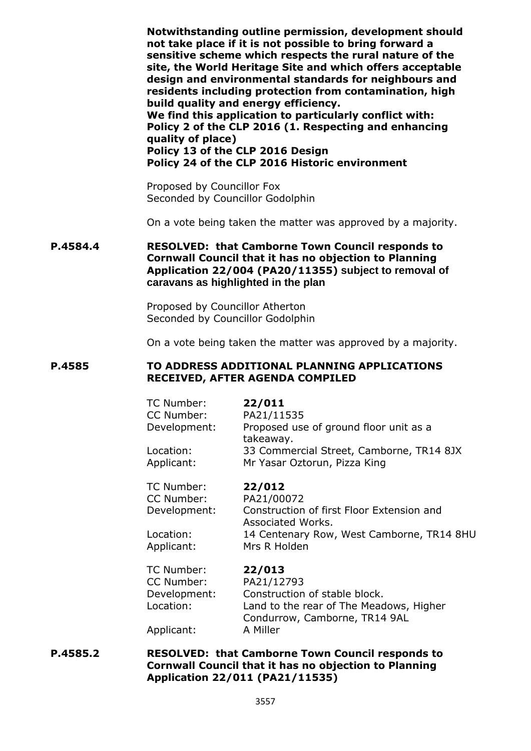**Notwithstanding outline permission, development should not take place if it is not possible to bring forward a sensitive scheme which respects the rural nature of the site, the World Heritage Site and which offers acceptable design and environmental standards for neighbours and residents including protection from contamination, high build quality and energy efficiency.**
**We find this application to particularly conflict with:**
**Policy 2 of the CLP 2016 (1. Respecting and enhancing quality of place)**
**Policy 13 of the CLP 2016 Design**
**Policy 24 of the CLP 2016 Historic environment**

Proposed by Councillor Fox
Seconded by Councillor Godolphin

On a vote being taken the matter was approved by a majority.

**P.4584.4 RESOLVED: that Camborne Town Council responds to Cornwall Council that it has no objection to Planning Application 22/004 (PA20/11355) subject to removal of caravans as highlighted in the plan**

Proposed by Councillor Atherton
Seconded by Councillor Godolphin

On a vote being taken the matter was approved by a majority.

## P.4585 TO ADDRESS ADDITIONAL PLANNING APPLICATIONS RECEIVED, AFTER AGENDA COMPILED

| | |
|---|---|
| TC Number: | **22/011** |
| CC Number: | PA21/11535 |
| Development: | Proposed use of ground floor unit as a takeaway. |
| Location: | 33 Commercial Street, Camborne, TR14 8JX |
| Applicant: | Mr Yasar Oztorun, Pizza King |

| | |
|---|---|
| TC Number: | **22/012** |
| CC Number: | PA21/00072 |
| Development: | Construction of first Floor Extension and Associated Works. |
| Location: | 14 Centenary Row, West Camborne, TR14 8HU |
| Applicant: | Mrs R Holden |

| | |
|---|---|
| TC Number: | **22/013** |
| CC Number: | PA21/12793 |
| Development: | Construction of stable block. |
| Location: | Land to the rear of The Meadows, Higher Condurrow, Camborne, TR14 9AL |
| Applicant: | A Miller |

**P.4585.2 RESOLVED: that Camborne Town Council responds to Cornwall Council that it has no objection to Planning Application 22/011 (PA21/11535)**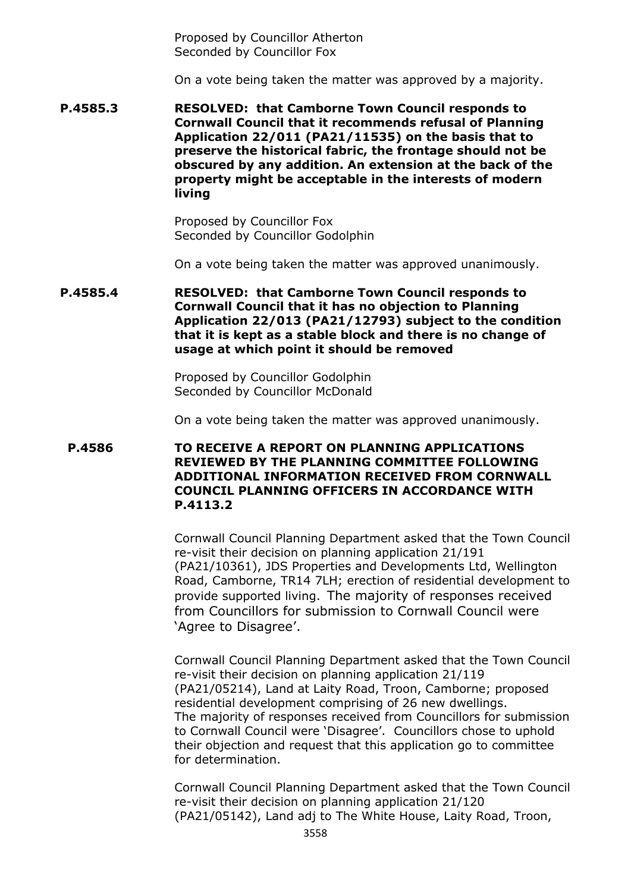Proposed by Councillor Atherton
Seconded by Councillor Fox

On a vote being taken the matter was approved by a majority.

**P.4585.3 RESOLVED: that Camborne Town Council responds to Cornwall Council that it recommends refusal of Planning Application 22/011 (PA21/11535) on the basis that to preserve the historical fabric, the frontage should not be obscured by any addition. An extension at the back of the property might be acceptable in the interests of modern living**

Proposed by Councillor Fox
Seconded by Councillor Godolphin

On a vote being taken the matter was approved unanimously.

**P.4585.4 RESOLVED: that Camborne Town Council responds to Cornwall Council that it has no objection to Planning Application 22/013 (PA21/12793) subject to the condition that it is kept as a stable block and there is no change of usage at which point it should be removed**

Proposed by Councillor Godolphin
Seconded by Councillor McDonald

On a vote being taken the matter was approved unanimously.

## P.4586 TO RECEIVE A REPORT ON PLANNING APPLICATIONS REVIEWED BY THE PLANNING COMMITTEE FOLLOWING ADDITIONAL INFORMATION RECEIVED FROM CORNWALL COUNCIL PLANNING OFFICERS IN ACCORDANCE WITH P.4113.2

Cornwall Council Planning Department asked that the Town Council re-visit their decision on planning application 21/191 (PA21/10361), JDS Properties and Developments Ltd, Wellington Road, Camborne, TR14 7LH; erection of residential development to provide supported living. The majority of responses received from Councillors for submission to Cornwall Council were 'Agree to Disagree'.

Cornwall Council Planning Department asked that the Town Council re-visit their decision on planning application 21/119 (PA21/05214), Land at Laity Road, Troon, Camborne; proposed residential development comprising of 26 new dwellings.
The majority of responses received from Councillors for submission to Cornwall Council were 'Disagree'. Councillors chose to uphold their objection and request that this application go to committee for determination.

Cornwall Council Planning Department asked that the Town Council re-visit their decision on planning application 21/120 (PA21/05142), Land adj to The White House, Laity Road, Troon,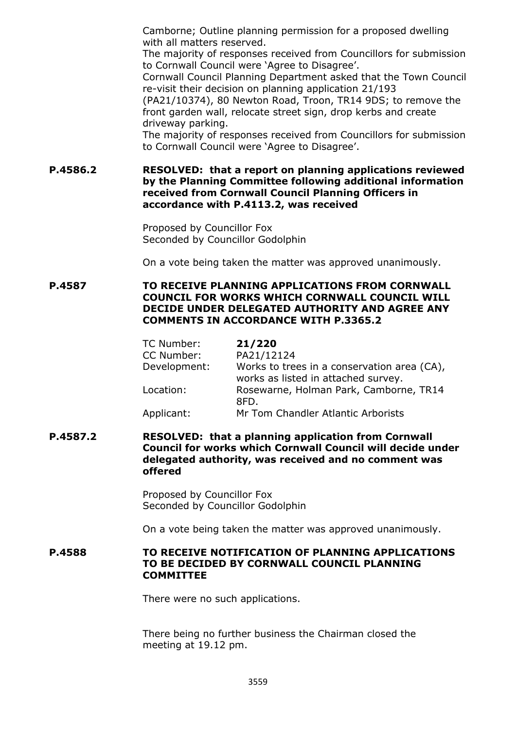Camborne; Outline planning permission for a proposed dwelling with all matters reserved.
The majority of responses received from Councillors for submission to Cornwall Council were 'Agree to Disagree'.
Cornwall Council Planning Department asked that the Town Council re-visit their decision on planning application 21/193 (PA21/10374), 80 Newton Road, Troon, TR14 9DS; to remove the front garden wall, relocate street sign, drop kerbs and create driveway parking.
The majority of responses received from Councillors for submission to Cornwall Council were 'Agree to Disagree'.

**P.4586.2 RESOLVED: that a report on planning applications reviewed by the Planning Committee following additional information received from Cornwall Council Planning Officers in accordance with P.4113.2, was received**

Proposed by Councillor Fox
Seconded by Councillor Godolphin

On a vote being taken the matter was approved unanimously.

**P.4587 TO RECEIVE PLANNING APPLICATIONS FROM CORNWALL COUNCIL FOR WORKS WHICH CORNWALL COUNCIL WILL DECIDE UNDER DELEGATED AUTHORITY AND AGREE ANY COMMENTS IN ACCORDANCE WITH P.3365.2**

| | |
|---|---|
| TC Number: | **21/220** |
| CC Number: | PA21/12124 |
| Development: | Works to trees in a conservation area (CA), works as listed in attached survey. |
| Location: | Rosewarne, Holman Park, Camborne, TR14 8FD. |
| Applicant: | Mr Tom Chandler Atlantic Arborists |

**P.4587.2 RESOLVED: that a planning application from Cornwall Council for works which Cornwall Council will decide under delegated authority, was received and no comment was offered**

Proposed by Councillor Fox
Seconded by Councillor Godolphin

On a vote being taken the matter was approved unanimously.

**P.4588 TO RECEIVE NOTIFICATION OF PLANNING APPLICATIONS TO BE DECIDED BY CORNWALL COUNCIL PLANNING COMMITTEE**

There were no such applications.

There being no further business the Chairman closed the meeting at 19.12 pm.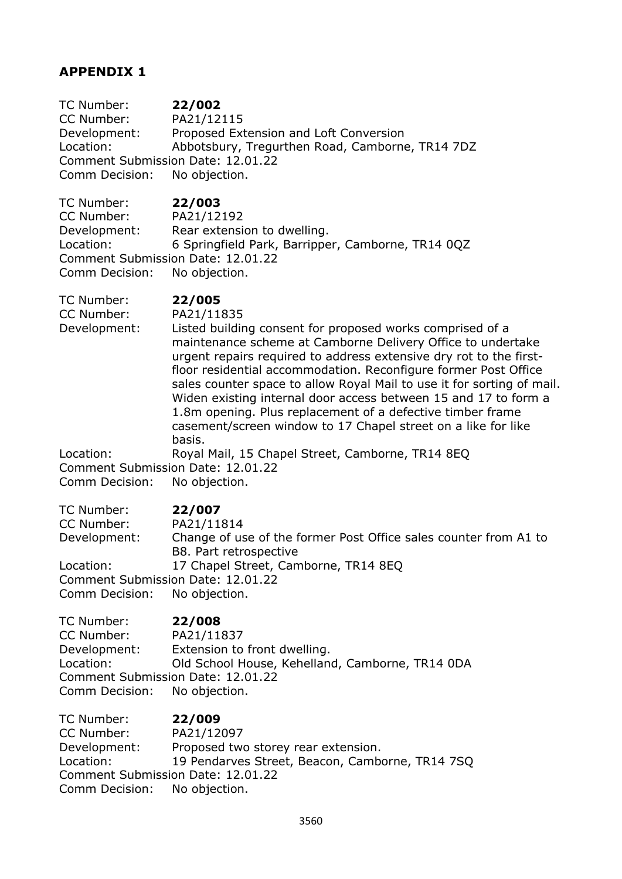## APPENDIX 1

TC Number: **22/002**
CC Number: PA21/12115
Development: Proposed Extension and Loft Conversion
Location: Abbotsbury, Tregurthen Road, Camborne, TR14 7DZ
Comment Submission Date: 12.01.22
Comm Decision: No objection.

TC Number: **22/003**
CC Number: PA21/12192
Development: Rear extension to dwelling.
Location: 6 Springfield Park, Barripper, Camborne, TR14 0QZ
Comment Submission Date: 12.01.22
Comm Decision: No objection.

TC Number: **22/005**
CC Number: PA21/11835
Development: Listed building consent for proposed works comprised of a maintenance scheme at Camborne Delivery Office to undertake urgent repairs required to address extensive dry rot to the first-floor residential accommodation. Reconfigure former Post Office sales counter space to allow Royal Mail to use it for sorting of mail. Widen existing internal door access between 15 and 17 to form a 1.8m opening. Plus replacement of a defective timber frame casement/screen window to 17 Chapel street on a like for like basis.
Location: Royal Mail, 15 Chapel Street, Camborne, TR14 8EQ
Comment Submission Date: 12.01.22
Comm Decision: No objection.

TC Number: **22/007**
CC Number: PA21/11814
Development: Change of use of the former Post Office sales counter from A1 to B8. Part retrospective
Location: 17 Chapel Street, Camborne, TR14 8EQ
Comment Submission Date: 12.01.22
Comm Decision: No objection.

TC Number: **22/008**
CC Number: PA21/11837
Development: Extension to front dwelling.
Location: Old School House, Kehelland, Camborne, TR14 0DA
Comment Submission Date: 12.01.22
Comm Decision: No objection.

TC Number: **22/009**
CC Number: PA21/12097
Development: Proposed two storey rear extension.
Location: 19 Pendarves Street, Beacon, Camborne, TR14 7SQ
Comment Submission Date: 12.01.22
Comm Decision: No objection.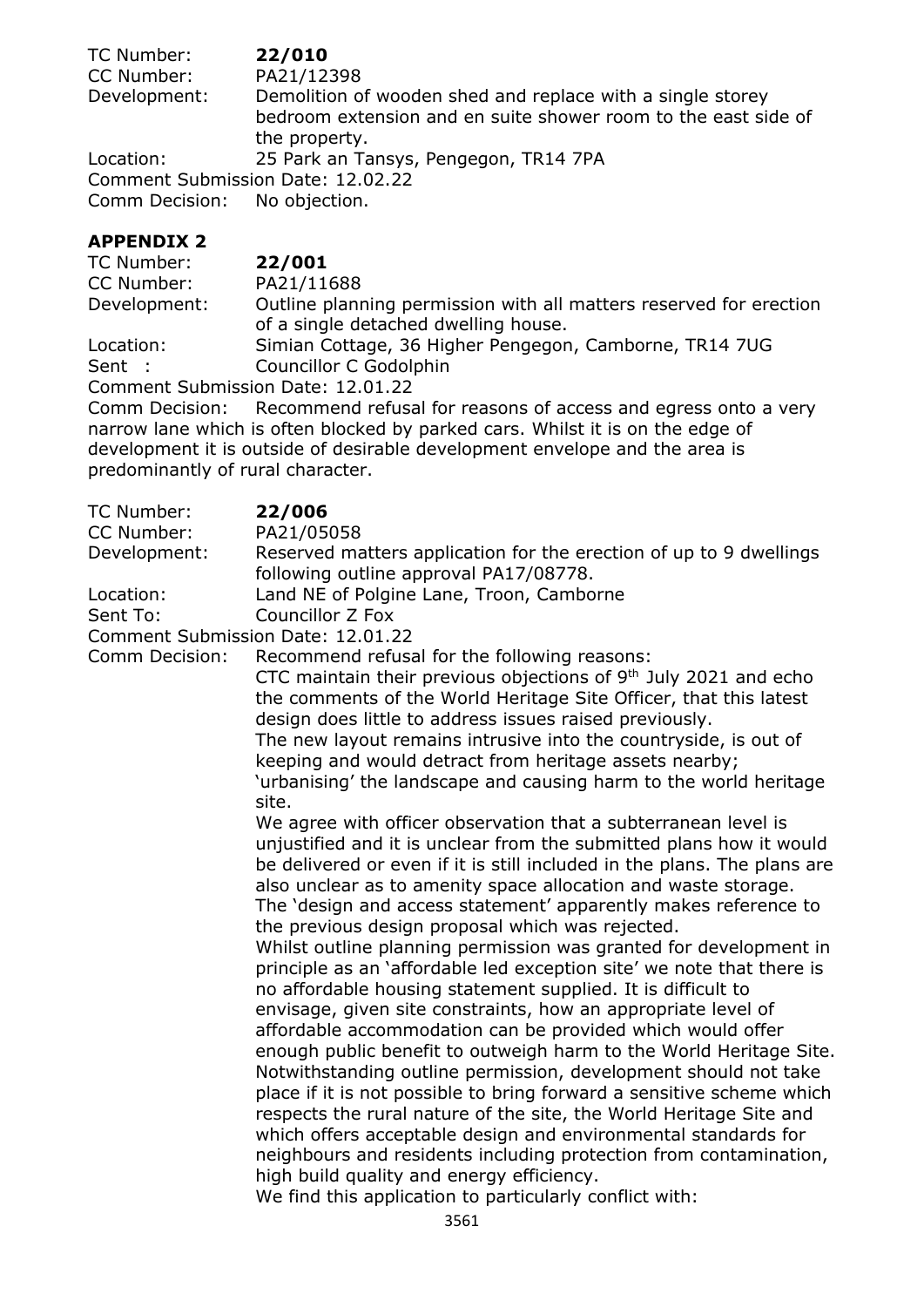TC Number: **22/010**
CC Number: PA21/12398
Development: Demolition of wooden shed and replace with a single storey bedroom extension and en suite shower room to the east side of the property.
Location: 25 Park an Tansys, Pengegon, TR14 7PA
Comment Submission Date: 12.02.22
Comm Decision: No objection.

## APPENDIX 2

TC Number: **22/001**
CC Number: PA21/11688
Development: Outline planning permission with all matters reserved for erection of a single detached dwelling house.
Location: Simian Cottage, 36 Higher Pengegon, Camborne, TR14 7UG
Sent : Councillor C Godolphin
Comment Submission Date: 12.01.22
Comm Decision: Recommend refusal for reasons of access and egress onto a very narrow lane which is often blocked by parked cars. Whilst it is on the edge of development it is outside of desirable development envelope and the area is predominantly of rural character.

TC Number: **22/006**
CC Number: PA21/05058
Development: Reserved matters application for the erection of up to 9 dwellings following outline approval PA17/08778.
Location: Land NE of Polgine Lane, Troon, Camborne
Sent To: Councillor Z Fox
Comment Submission Date: 12.01.22
Comm Decision: Recommend refusal for the following reasons:

CTC maintain their previous objections of 9th July 2021 and echo the comments of the World Heritage Site Officer, that this latest design does little to address issues raised previously.

The new layout remains intrusive into the countryside, is out of keeping and would detract from heritage assets nearby; 'urbanising' the landscape and causing harm to the world heritage site.

We agree with officer observation that a subterranean level is unjustified and it is unclear from the submitted plans how it would be delivered or even if it is still included in the plans. The plans are also unclear as to amenity space allocation and waste storage.

The 'design and access statement' apparently makes reference to the previous design proposal which was rejected.

Whilst outline planning permission was granted for development in principle as an 'affordable led exception site' we note that there is no affordable housing statement supplied. It is difficult to envisage, given site constraints, how an appropriate level of affordable accommodation can be provided which would offer enough public benefit to outweigh harm to the World Heritage Site.

Notwithstanding outline permission, development should not take place if it is not possible to bring forward a sensitive scheme which respects the rural nature of the site, the World Heritage Site and which offers acceptable design and environmental standards for neighbours and residents including protection from contamination, high build quality and energy efficiency.

We find this application to particularly conflict with: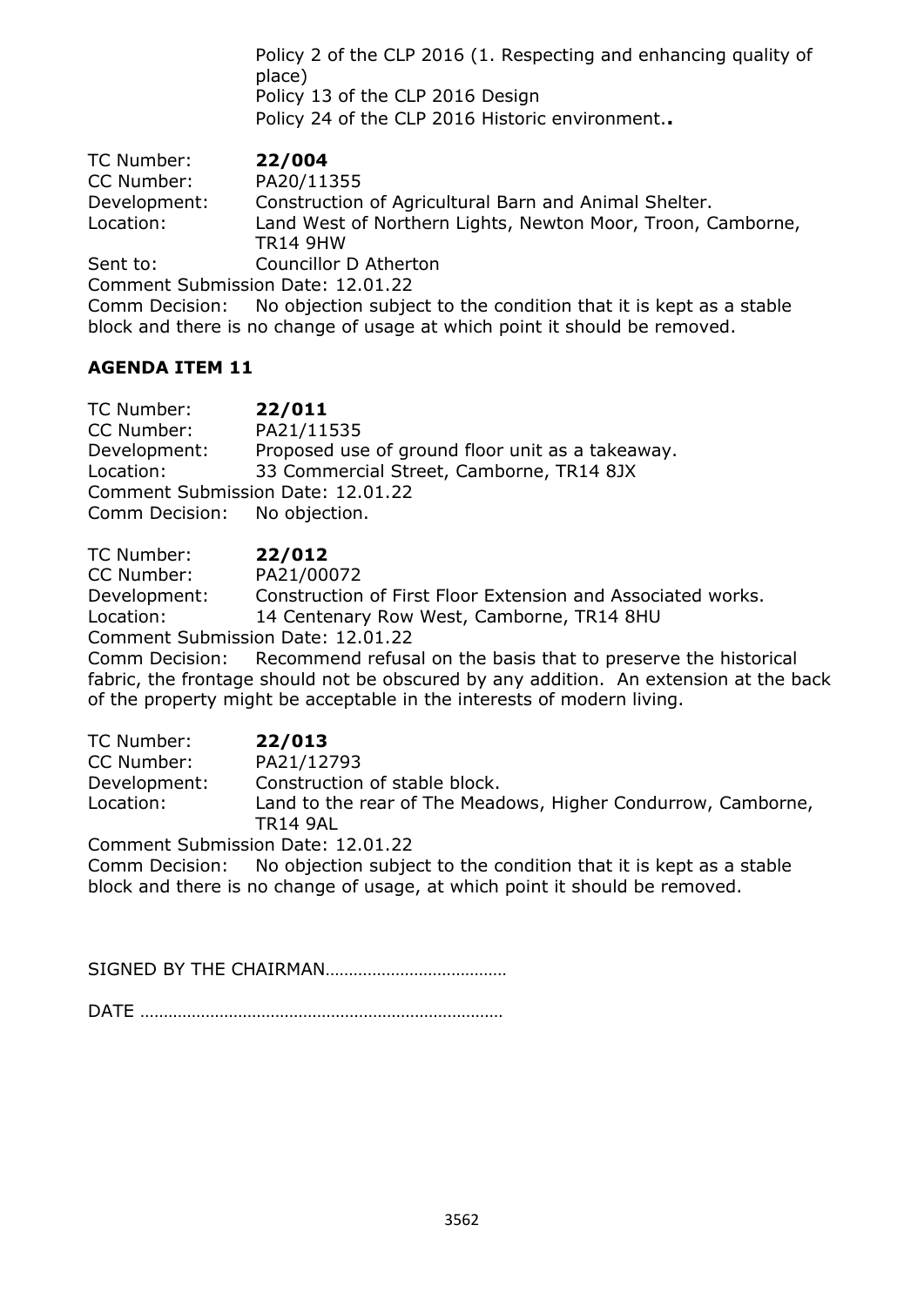Policy 2 of the CLP 2016 (1. Respecting and enhancing quality of place)
Policy 13 of the CLP 2016 Design
Policy 24 of the CLP 2016 Historic environment..

TC Number: **22/004**
CC Number: PA20/11355
Development: Construction of Agricultural Barn and Animal Shelter.
Location: Land West of Northern Lights, Newton Moor, Troon, Camborne, TR14 9HW
Sent to: Councillor D Atherton
Comment Submission Date: 12.01.22
Comm Decision: No objection subject to the condition that it is kept as a stable block and there is no change of usage at which point it should be removed.

**AGENDA ITEM 11**

TC Number: **22/011**
CC Number: PA21/11535
Development: Proposed use of ground floor unit as a takeaway.
Location: 33 Commercial Street, Camborne, TR14 8JX
Comment Submission Date: 12.01.22
Comm Decision: No objection.

TC Number: **22/012**
CC Number: PA21/00072
Development: Construction of First Floor Extension and Associated works.
Location: 14 Centenary Row West, Camborne, TR14 8HU
Comment Submission Date: 12.01.22
Comm Decision: Recommend refusal on the basis that to preserve the historical fabric, the frontage should not be obscured by any addition. An extension at the back of the property might be acceptable in the interests of modern living.

TC Number: **22/013**
CC Number: PA21/12793
Development: Construction of stable block.
Location: Land to the rear of The Meadows, Higher Condurrow, Camborne, TR14 9AL
Comment Submission Date: 12.01.22
Comm Decision: No objection subject to the condition that it is kept as a stable block and there is no change of usage, at which point it should be removed.

SIGNED BY THE CHAIRMAN………………………………

DATE ……………………………………………………………………